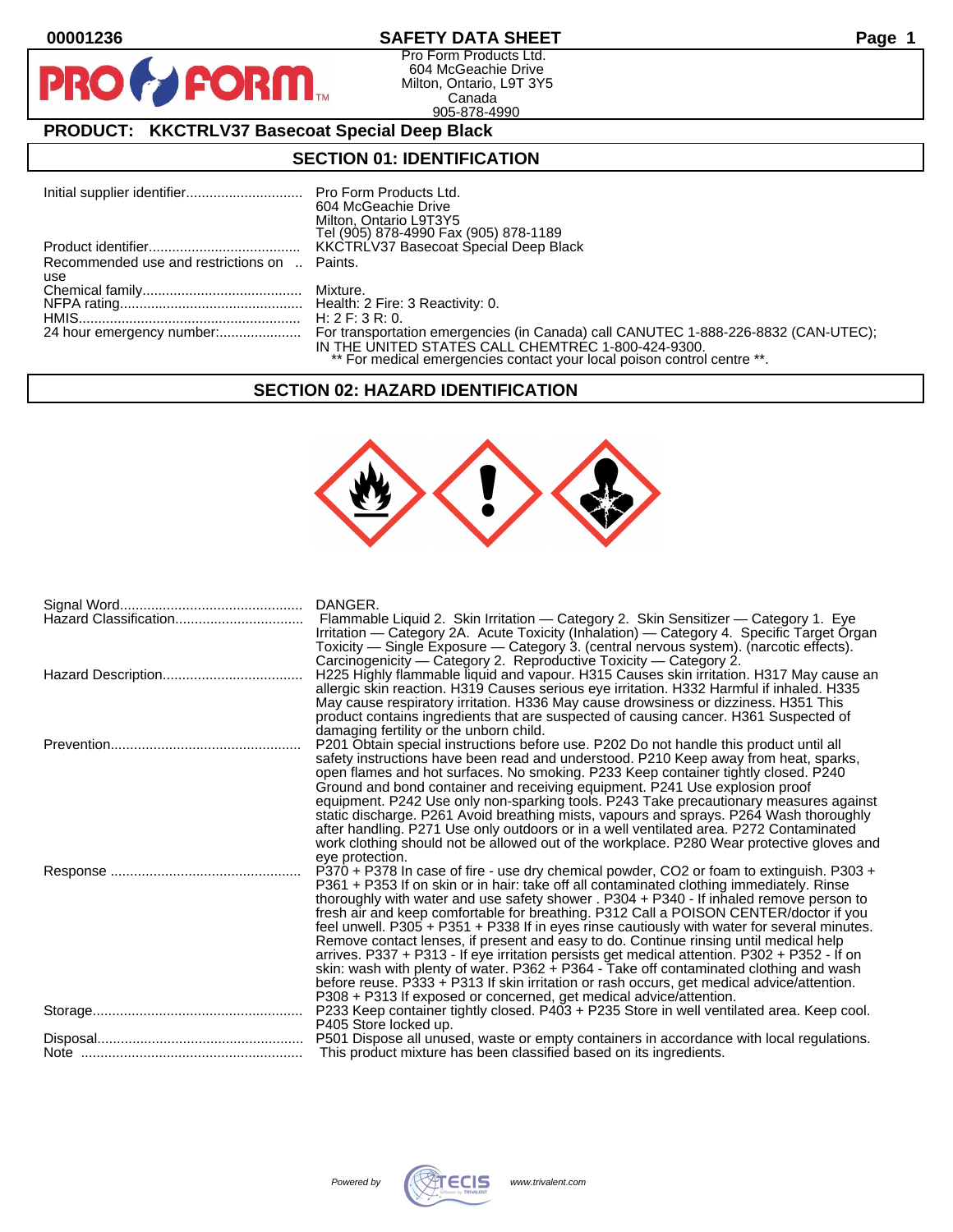00001236

# SAFETY DATA SHEET

Pro Form Products Ltd.
604 McGeachie Drive
Milton, Ontario, L9T 3Y5
Canada
905-878-4990

## PRODUCT: KKCTRLV37 Basecoat Special Deep Black

## SECTION 01: IDENTIFICATION

| | |
|---|---|
| Initial supplier identifier | Pro Form Products Ltd.<br>604 McGeachie Drive<br>Milton, Ontario L9T3Y5<br>Tel (905) 878-4990 Fax (905) 878-1189 |
| Product identifier | KKCTRLV37 Basecoat Special Deep Black |
| Recommended use and restrictions on use | Paints. |
| Chemical family | Mixture. |
| NFPA rating | Health: 2 Fire: 3 Reactivity: 0. |
| HMIS | H: 2 F: 3 R: 0. |
| 24 hour emergency number: | For transportation emergencies (in Canada) call CANUTEC 1-888-226-8832 (CAN-UTEC); IN THE UNITED STATES CALL CHEMTREC 1-800-424-9300.<br>** For medical emergencies contact your local poison control centre **. |

## SECTION 02: HAZARD IDENTIFICATION

| | |
|---|---|
| Signal Word | DANGER. |
| Hazard Classification | Flammable Liquid 2. Skin Irritation — Category 2. Skin Sensitizer — Category 1. Eye Irritation — Category 2A. Acute Toxicity (Inhalation) — Category 4. Specific Target Organ Toxicity — Single Exposure — Category 3. (central nervous system). (narcotic effects). Carcinogenicity — Category 2. Reproductive Toxicity — Category 2. |
| Hazard Description | H225 Highly flammable liquid and vapour. H315 Causes skin irritation. H317 May cause an allergic skin reaction. H319 Causes serious eye irritation. H332 Harmful if inhaled. H335 May cause respiratory irritation. H336 May cause drowsiness or dizziness. H351 This product contains ingredients that are suspected of causing cancer. H361 Suspected of damaging fertility or the unborn child. |
| Prevention | P201 Obtain special instructions before use. P202 Do not handle this product until all safety instructions have been read and understood. P210 Keep away from heat, sparks, open flames and hot surfaces. No smoking. P233 Keep container tightly closed. P240 Ground and bond container and receiving equipment. P241 Use explosion proof equipment. P242 Use only non-sparking tools. P243 Take precautionary measures against static discharge. P261 Avoid breathing mists, vapours and sprays. P264 Wash thoroughly after handling. P271 Use only outdoors or in a well ventilated area. P272 Contaminated work clothing should not be allowed out of the workplace. P280 Wear protective gloves and eye protection. |
| Response | P370 + P378 In case of fire - use dry chemical powder, CO2 or foam to extinguish. P303 + P361 + P353 If on skin or in hair: take off all contaminated clothing immediately. Rinse thoroughly with water and use safety shower . P304 + P340 - If inhaled remove person to fresh air and keep comfortable for breathing. P312 Call a POISON CENTER/doctor if you feel unwell. P305 + P351 + P338 If in eyes rinse cautiously with water for several minutes. Remove contact lenses, if present and easy to do. Continue rinsing until medical help arrives. P337 + P313 - If eye irritation persists get medical attention. P302 + P352 - If on skin: wash with plenty of water. P362 + P364 - Take off contaminated clothing and wash before reuse. P333 + P313 If skin irritation or rash occurs, get medical advice/attention. P308 + P313 If exposed or concerned, get medical advice/attention. |
| Storage | P233 Keep container tightly closed. P403 + P235 Store in well ventilated area. Keep cool. P405 Store locked up. |
| Disposal | P501 Dispose all unused, waste or empty containers in accordance with local regulations. |
| Note | This product mixture has been classified based on its ingredients. |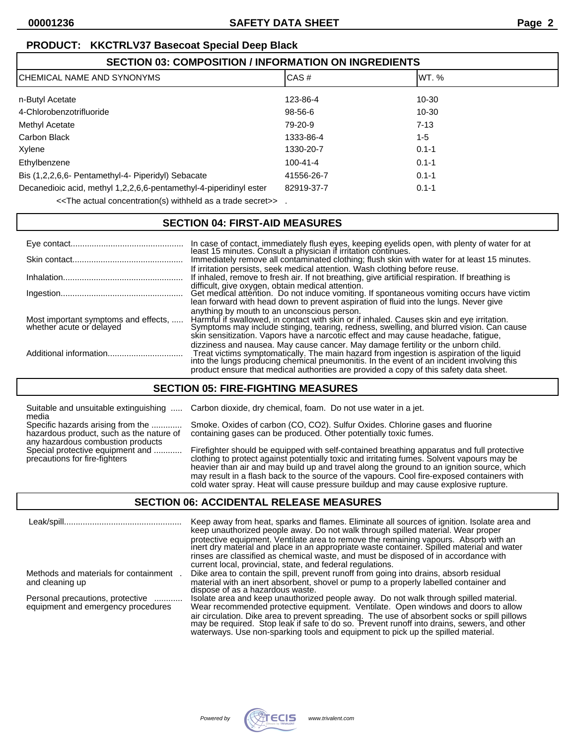**PRODUCT: KKCTRLV37 Basecoat Special Deep Black**

## SECTION 03: COMPOSITION / INFORMATION ON INGREDIENTS

| CHEMICAL NAME AND SYNONYMS | CAS # | WT. % |
|---|---|---|
| n-Butyl Acetate | 123-86-4 | 10-30 |
| 4-Chlorobenzotrifluoride | 98-56-6 | 10-30 |
| Methyl Acetate | 79-20-9 | 7-13 |
| Carbon Black | 1333-86-4 | 1-5 |
| Xylene | 1330-20-7 | 0.1-1 |
| Ethylbenzene | 100-41-4 | 0.1-1 |
| Bis (1,2,2,6,6- Pentamethyl-4- Piperidyl) Sebacate | 41556-26-7 | 0.1-1 |
| Decanedioic acid, methyl 1,2,2,6,6-pentamethyl-4-piperidinyl ester | 82919-37-7 | 0.1-1 |

<<The actual concentration(s) withheld as a trade secret>> .

## SECTION 04: FIRST-AID MEASURES

**Eye contact:** In case of contact, immediately flush eyes, keeping eyelids open, with plenty of water for at least 15 minutes. Consult a physician if irritation continues.

**Skin contact:** Immediately remove all contaminated clothing; flush skin with water for at least 15 minutes. If irritation persists, seek medical attention. Wash clothing before reuse.

**Inhalation:** If inhaled, remove to fresh air. If not breathing, give artificial respiration. If breathing is difficult, give oxygen, obtain medical attention.

**Ingestion:** Get medical attention. Do not induce vomiting. If spontaneous vomiting occurs have victim lean forward with head down to prevent aspiration of fluid into the lungs. Never give anything by mouth to an unconscious person.

**Most important symptoms and effects, whether acute or delayed:** Harmful if swallowed, in contact with skin or if inhaled. Causes skin and eye irritation. Symptoms may include stinging, tearing, redness, swelling, and blurred vision. Can cause skin sensitization. Vapors have a narcotic effect and may cause headache, fatigue, dizziness and nausea. May cause cancer. May damage fertility or the unborn child.

**Additional information:** Treat victims symptomatically. The main hazard from ingestion is aspiration of the liquid into the lungs producing chemical pneumonitis. In the event of an incident involving this product ensure that medical authorities are provided a copy of this safety data sheet.

## SECTION 05: FIRE-FIGHTING MEASURES

**Suitable and unsuitable extinguishing media:** Carbon dioxide, dry chemical, foam. Do not use water in a jet.

**Specific hazards arising from the hazardous product, such as the nature of any hazardous combustion products:** Smoke. Oxides of carbon (CO, CO2). Sulfur Oxides. Chlorine gases and fluorine containing gases can be produced. Other potentially toxic fumes.

**Special protective equipment and precautions for fire-fighters:** Firefighter should be equipped with self-contained breathing apparatus and full protective clothing to protect against potentially toxic and irritating fumes. Solvent vapours may be heavier than air and may build up and travel along the ground to an ignition source, which may result in a flash back to the source of the vapours. Cool fire-exposed containers with cold water spray. Heat will cause pressure buildup and may cause explosive rupture.

## SECTION 06: ACCIDENTAL RELEASE MEASURES

**Leak/spill:** Keep away from heat, sparks and flames. Eliminate all sources of ignition. Isolate area and keep unauthorized people away. Do not walk through spilled material. Wear proper protective equipment. Ventilate area to remove the remaining vapours. Absorb with an inert dry material and place in an appropriate waste container. Spilled material and water rinses are classified as chemical waste, and must be disposed of in accordance with current local, provincial, state, and federal regulations.

**Methods and materials for containment and cleaning up:** Dike area to contain the spill, prevent runoff from going into drains, absorb residual material with an inert absorbent, shovel or pump to a properly labelled container and dispose of as a hazardous waste.

**Personal precautions, protective equipment and emergency procedures:** Isolate area and keep unauthorized people away. Do not walk through spilled material. Wear recommended protective equipment. Ventilate. Open windows and doors to allow air circulation. Dike area to prevent spreading. The use of absorbent socks or spill pillows may be required. Stop leak if safe to do so. Prevent runoff into drains, sewers, and other waterways. Use non-sparking tools and equipment to pick up the spilled material.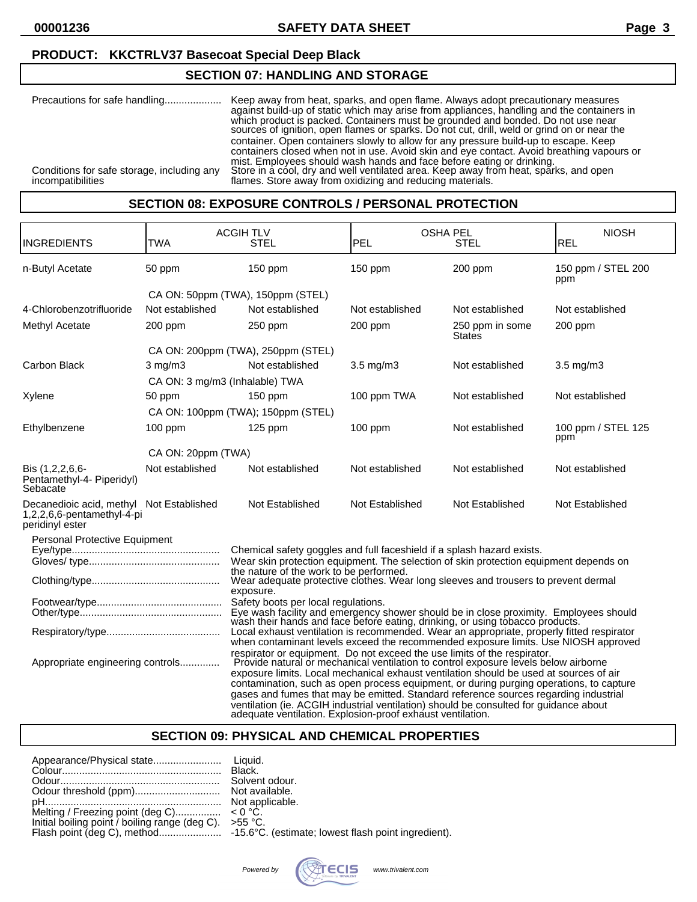**PRODUCT: KKCTRLV37 Basecoat Special Deep Black**

## SECTION 07: HANDLING AND STORAGE

Precautions for safe handling.................... Keep away from heat, sparks, and open flame. Always adopt precautionary measures against build-up of static which may arise from appliances, handling and the containers in which product is packed. Containers must be grounded and bonded. Do not use near sources of ignition, open flames or sparks. Do not cut, drill, weld or grind on or near the container. Open containers slowly to allow for any pressure build-up to escape. Keep containers closed when not in use. Avoid skin and eye contact. Avoid breathing vapours or mist. Employees should wash hands and face before eating or drinking.

Conditions for safe storage, including any incompatibilities: Store in a cool, dry and well ventilated area. Keep away from heat, sparks, and open flames. Store away from oxidizing and reducing materials.

## SECTION 08: EXPOSURE CONTROLS / PERSONAL PROTECTION

| INGREDIENTS | ACGIH TLV TWA | ACGIH TLV STEL | OSHA PEL PEL | OSHA PEL STEL | NIOSH REL |
|---|---|---|---|---|---|
| n-Butyl Acetate | 50 ppm | 150 ppm | 150 ppm | 200 ppm | 150 ppm / STEL 200 ppm |
| | CA ON: 50ppm (TWA), 150ppm (STEL) | | | | |
| 4-Chlorobenzotrifluoride | Not established | Not established | Not established | Not established | Not established |
| Methyl Acetate | 200 ppm | 250 ppm | 200 ppm | 250 ppm in some States | 200 ppm |
| | CA ON: 200ppm (TWA), 250ppm (STEL) | | | | |
| Carbon Black | 3 mg/m3 | Not established | 3.5 mg/m3 | Not established | 3.5 mg/m3 |
| | CA ON: 3 mg/m3 (Inhalable) TWA | | | | |
| Xylene | 50 ppm | 150 ppm | 100 ppm TWA | Not established | Not established |
| | CA ON: 100ppm (TWA); 150ppm (STEL) | | | | |
| Ethylbenzene | 100 ppm | 125 ppm | 100 ppm | Not established | 100 ppm / STEL 125 ppm |
| | CA ON: 20ppm (TWA) | | | | |
| Bis (1,2,2,6,6-Pentamethyl-4- Piperidyl) Sebacate | Not established | Not established | Not established | Not established | Not established |
| Decanedioic acid, methyl 1,2,2,6,6-pentamethyl-4-piperidinyl ester | Not Established | Not Established | Not Established | Not Established | Not Established |

Personal Protective Equipment

Eye/type.................................................... Chemical safety goggles and full faceshield if a splash hazard exists.

Gloves/ type.............................................. Wear skin protection equipment. The selection of skin protection equipment depends on the nature of the work to be performed.

Clothing/type............................................. Wear adequate protective clothes. Wear long sleeves and trousers to prevent dermal exposure.

Footwear/type............................................ Safety boots per local regulations.

Other/type.................................................. Eye wash facility and emergency shower should be in close proximity. Employees should wash their hands and face before eating, drinking, or using tobacco products.

Respiratory/type........................................ Local exhaust ventilation is recommended. Wear an appropriate, properly fitted respirator when contaminant levels exceed the recommended exposure limits. Use NIOSH approved respirator or equipment. Do not exceed the use limits of the respirator.

Appropriate engineering controls.............. Provide natural or mechanical ventilation to control exposure levels below airborne exposure limits. Local mechanical exhaust ventilation should be used at sources of air contamination, such as open process equipment, or during purging operations, to capture gases and fumes that may be emitted. Standard reference sources regarding industrial ventilation (ie. ACGIH industrial ventilation) should be consulted for guidance about adequate ventilation. Explosion-proof exhaust ventilation.

## SECTION 09: PHYSICAL AND CHEMICAL PROPERTIES

Appearance/Physical state........................ Liquid.
Colour........................................................ Black.
Odour......................................................... Solvent odour.
Odour threshold (ppm).............................. Not available.
pH.............................................................. Not applicable.
Melting / Freezing point (deg C)................ < 0 °C.
Initial boiling point / boiling range (deg C). >55 °C.
Flash point (deg C), method...................... -15.6°C. (estimate; lowest flash point ingredient).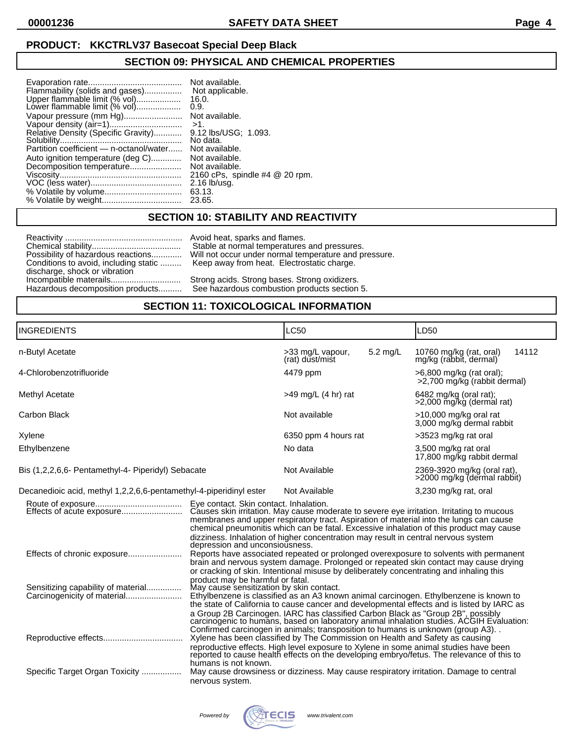**PRODUCT: KKCTRLV37 Basecoat Special Deep Black**

## SECTION 09: PHYSICAL AND CHEMICAL PROPERTIES

Evaporation rate........................................ Not available.
Flammability (solids and gases)................ Not applicable.
Upper flammable limit (% vol)................... 16.0.
Lower flammable limit (% vol)................... 0.9.
Vapour pressure (mm Hg)......................... Not available.
Vapour density (air=1).............................. >1.
Relative Density (Specific Gravity)............ 9.12 lbs/USG; 1.093.
Solubility.................................................... No data.
Partition coefficient — n-octanol/water...... Not available.
Auto ignition temperature (deg C)............. Not available.
Decomposition temperature...................... Not available.
Viscosity..................................................... 2160 cPs, spindle #4 @ 20 rpm.
VOC (less water)....................................... 2.16 lb/usg.
% Volatile by volume................................. 63.13.
% Volatile by weight.................................. 23.65.

## SECTION 10: STABILITY AND REACTIVITY

Reactivity .................................................. Avoid heat, sparks and flames.
Chemical stability...................................... Stable at normal temperatures and pressures.
Possibility of hazardous reactions............. Will not occur under normal temperature and pressure.
Conditions to avoid, including static discharge, shock or vibration ......... Keep away from heat. Electrostatic charge.
Incompatible materials.............................. Strong acids. Strong bases. Strong oxidizers.
Hazardous decomposition products.......... See hazardous combustion products section 5.

## SECTION 11: TOXICOLOGICAL INFORMATION

| INGREDIENTS | LC50 | LD50 |
|---|---|---|
| n-Butyl Acetate | >33 mg/L vapour, 5.2 mg/L (rat) dust/mist | 10760 mg/kg (rat, oral) 14112 mg/kg (rabbit, dermal) |
| 4-Chlorobenzotrifluoride | 4479 ppm | >6,800 mg/kg (rat oral); >2,700 mg/kg (rabbit dermal) |
| Methyl Acetate | >49 mg/L (4 hr) rat | 6482 mg/kg (oral rat); >2,000 mg/kg (dermal rat) |
| Carbon Black | Not available | >10,000 mg/kg oral rat 3,000 mg/kg dermal rabbit |
| Xylene | 6350 ppm 4 hours rat | >3523 mg/kg rat oral |
| Ethylbenzene | No data | 3,500 mg/kg rat oral 17,800 mg/kg rabbit dermal |
| Bis (1,2,2,6,6- Pentamethyl-4- Piperidyl) Sebacate | Not Available | 2369-3920 mg/kg (oral rat), >2000 mg/kg (dermal rabbit) |
| Decanedioic acid, methyl 1,2,2,6,6-pentamethyl-4-piperidinyl ester | Not Available | 3,230 mg/kg rat, oral |

Route of exposure..................................... Eye contact. Skin contact. Inhalation.
Effects of acute exposure.......................... Causes skin irritation. May cause moderate to severe eye irritation. Irritating to mucous membranes and upper respiratory tract. Aspiration of material into the lungs can cause chemical pneumonitis which can be fatal. Excessive inhalation of this product may cause dizziness. Inhalation of higher concentration may result in central nervous system depression and unconsiousness.
Effects of chronic exposure....................... Reports have associated repeated or prolonged overexposure to solvents with permanent brain and nervous system damage. Prolonged or repeated skin contact may cause drying or cracking of skin. Intentional misuse by deliberately concentrating and inhaling this product may be harmful or fatal.
Sensitizing capability of material............... May cause sensitization by skin contact.
Carcinogenicity of material........................ Ethylbenzene is classified as an A3 known animal carcinogen. Ethylbenzene is known to the state of California to cause cancer and developmental effects and is listed by IARC as a Group 2B Carcinogen. IARC has classified Carbon Black as "Group 2B", possibly carcinogenic to humans, based on laboratory animal inhalation studies. ACGIH Evaluation: Confirmed carcinogen in animals; transposition to humans is unknown (group A3). .
Reproductive effects................................. Xylene has been classified by The Commission on Health and Safety as causing reproductive effects. High level exposure to Xylene in some animal studies have been reported to cause health effects on the developing embryo/fetus. The relevance of this to humans is not known.
Specific Target Organ Toxicity ................. May cause drowsiness or dizziness. May cause respiratory irritation. Damage to central nervous system.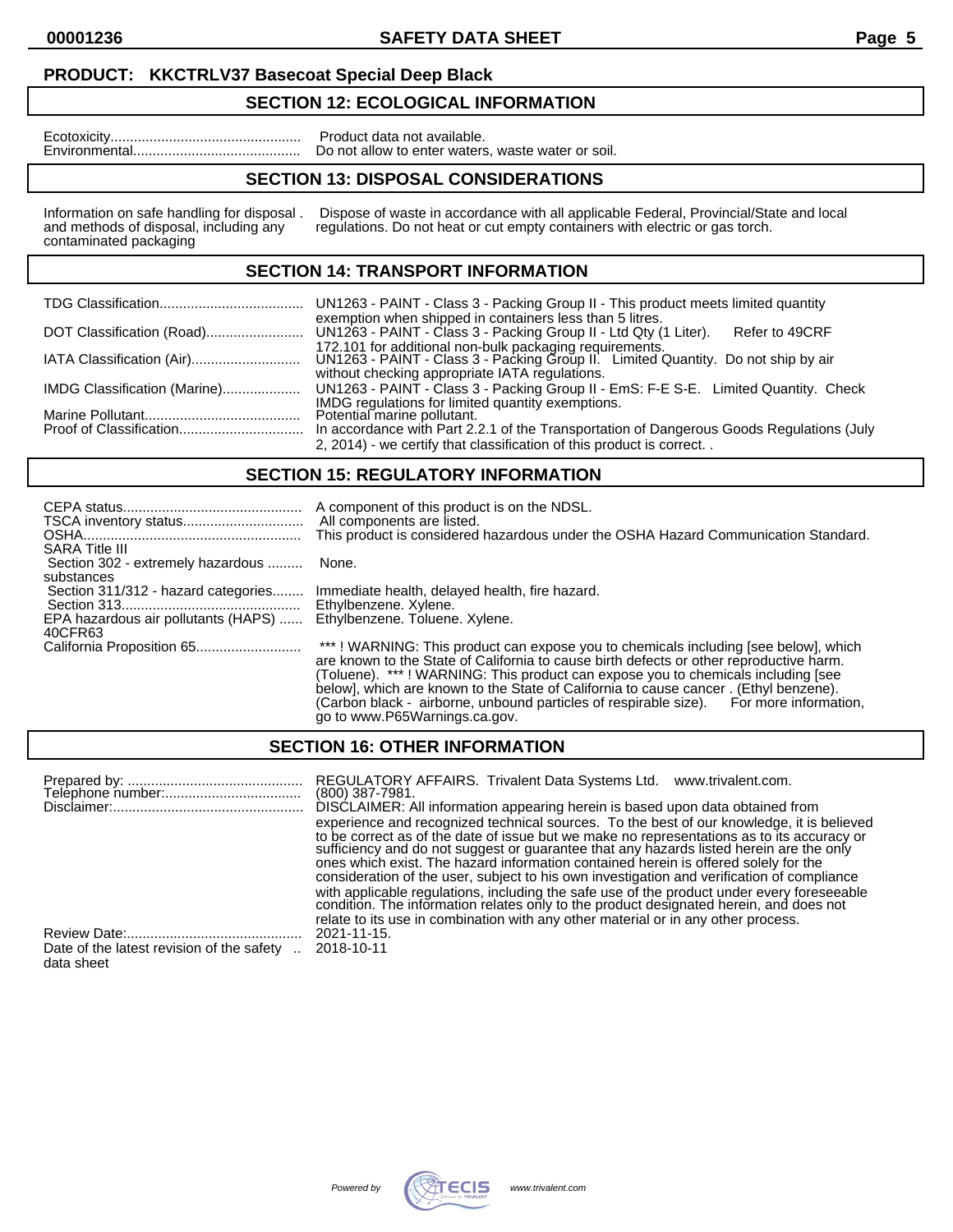**PRODUCT: KKCTRLV37 Basecoat Special Deep Black**

## SECTION 12: ECOLOGICAL INFORMATION

| | |
|---|---|
| Ecotoxicity | Product data not available. |
| Environmental | Do not allow to enter waters, waste water or soil. |

## SECTION 13: DISPOSAL CONSIDERATIONS

| | |
|---|---|
| Information on safe handling for disposal and methods of disposal, including any contaminated packaging | Dispose of waste in accordance with all applicable Federal, Provincial/State and local regulations. Do not heat or cut empty containers with electric or gas torch. |

## SECTION 14: TRANSPORT INFORMATION

| | |
|---|---|
| TDG Classification | UN1263 - PAINT - Class 3 - Packing Group II - This product meets limited quantity exemption when shipped in containers less than 5 litres. |
| DOT Classification (Road) | UN1263 - PAINT - Class 3 - Packing Group II - Ltd Qty (1 Liter). Refer to 49CRF 172.101 for additional non-bulk packaging requirements. |
| IATA Classification (Air) | UN1263 - PAINT - Class 3 - Packing Group II. Limited Quantity. Do not ship by air without checking appropriate IATA regulations. |
| IMDG Classification (Marine) | UN1263 - PAINT - Class 3 - Packing Group II - EmS: F-E S-E. Limited Quantity. Check IMDG regulations for limited quantity exemptions. |
| Marine Pollutant | Potential marine pollutant. |
| Proof of Classification | In accordance with Part 2.2.1 of the Transportation of Dangerous Goods Regulations (July 2, 2014) - we certify that classification of this product is correct. . |

## SECTION 15: REGULATORY INFORMATION

| | |
|---|---|
| CEPA status | A component of this product is on the NDSL. |
| TSCA inventory status | All components are listed. |
| OSHA | This product is considered hazardous under the OSHA Hazard Communication Standard. |
| SARA Title III | |
| Section 302 - extremely hazardous substances | None. |
| Section 311/312 - hazard categories | Immediate health, delayed health, fire hazard. |
| Section 313 | Ethylbenzene. Xylene. |
| EPA hazardous air pollutants (HAPS) 40CFR63 | Ethylbenzene. Toluene. Xylene. |
| California Proposition 65 | *** ! WARNING: This product can expose you to chemicals including [see below], which are known to the State of California to cause birth defects or other reproductive harm. (Toluene). *** ! WARNING: This product can expose you to chemicals including [see below], which are known to the State of California to cause cancer . (Ethyl benzene). (Carbon black - airborne, unbound particles of respirable size). For more information, go to www.P65Warnings.ca.gov. |

## SECTION 16: OTHER INFORMATION

| | |
|---|---|
| Prepared by: | REGULATORY AFFAIRS. Trivalent Data Systems Ltd. www.trivalent.com. |
| Telephone number: | (800) 387-7981. |
| Disclaimer: | DISCLAIMER: All information appearing herein is based upon data obtained from experience and recognized technical sources. To the best of our knowledge, it is believed to be correct as of the date of issue but we make no representations as to its accuracy or sufficiency and do not suggest or guarantee that any hazards listed herein are the only ones which exist. The hazard information contained herein is offered solely for the consideration of the user, subject to his own investigation and verification of compliance with applicable regulations, including the safe use of the product under every foreseeable condition. The information relates only to the product designated herein, and does not relate to its use in combination with any other material or in any other process. |
| Review Date: | 2021-11-15. |
| Date of the latest revision of the safety data sheet | 2018-10-11 |